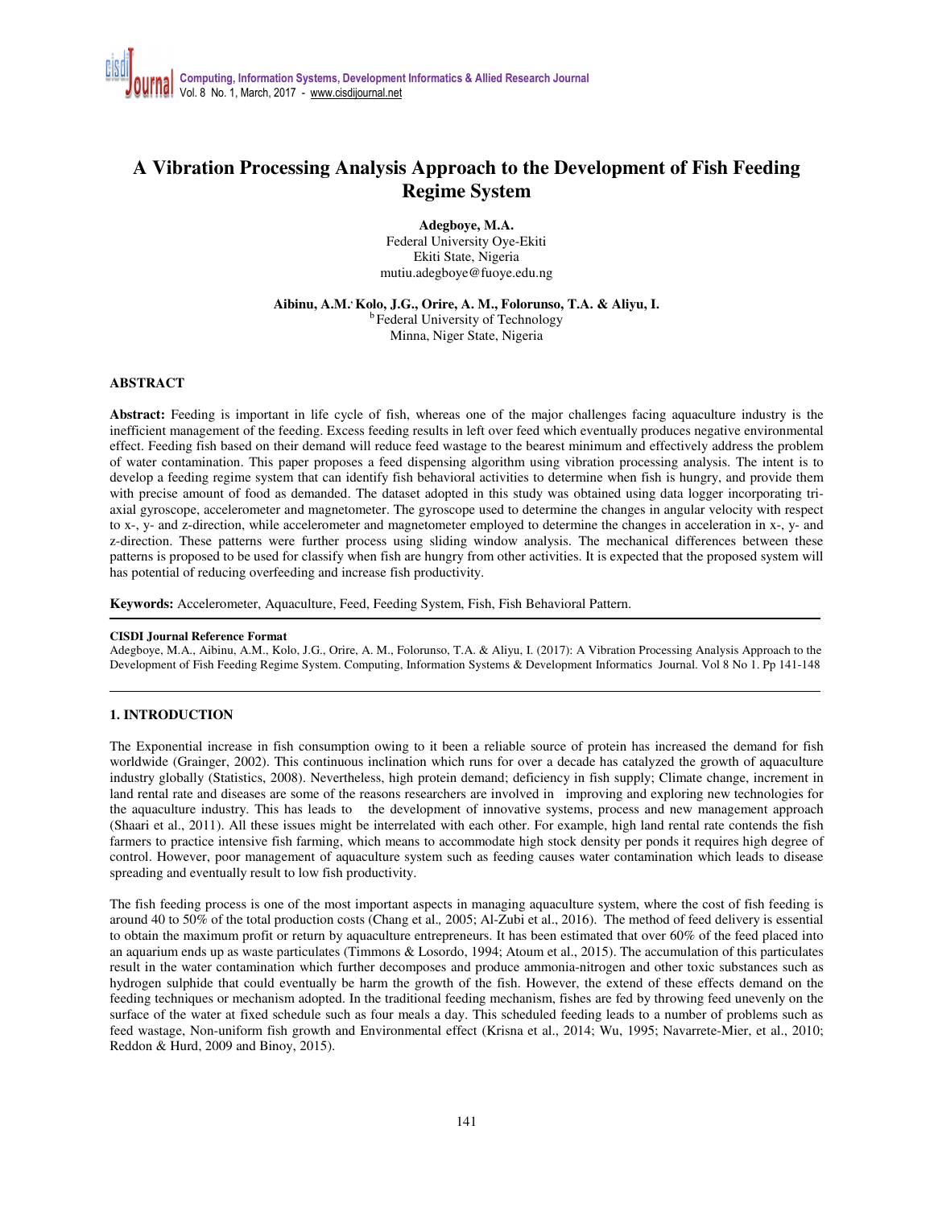# A Vibration Processing Analysis Approach to the Development of Fish Feeding Regime System

**Adegboye, M.A.**
Federal University Oye-Ekiti
Ekiti State, Nigeria
mutiu.adegboye@fuoye.edu.ng

**Aibinu, A.M.; Kolo, J.G., Orire, A. M., Folorunso, T.A. & Aliyu, I.**
[b] Federal University of Technology
Minna, Niger State, Nigeria

## ABSTRACT

**Abstract:** Feeding is important in life cycle of fish, whereas one of the major challenges facing aquaculture industry is the inefficient management of the feeding. Excess feeding results in left over feed which eventually produces negative environmental effect. Feeding fish based on their demand will reduce feed wastage to the bearest minimum and effectively address the problem of water contamination. This paper proposes a feed dispensing algorithm using vibration processing analysis. The intent is to develop a feeding regime system that can identify fish behavioral activities to determine when fish is hungry, and provide them with precise amount of food as demanded. The dataset adopted in this study was obtained using data logger incorporating tri-axial gyroscope, accelerometer and magnetometer. The gyroscope used to determine the changes in angular velocity with respect to x-, y- and z-direction, while accelerometer and magnetometer employed to determine the changes in acceleration in x-, y- and z-direction. These patterns were further process using sliding window analysis. The mechanical differences between these patterns is proposed to be used for classify when fish are hungry from other activities. It is expected that the proposed system will has potential of reducing overfeeding and increase fish productivity.

**Keywords:** Accelerometer, Aquaculture, Feed, Feeding System, Fish, Fish Behavioral Pattern.

**CISDI Journal Reference Format**
Adegboye, M.A., Aibinu, A.M., Kolo, J.G., Orire, A. M., Folorunso, T.A. & Aliyu, I. (2017): A Vibration Processing Analysis Approach to the Development of Fish Feeding Regime System. Computing, Information Systems & Development Informatics Journal. Vol 8 No 1. Pp 141-148

## 1. INTRODUCTION

The Exponential increase in fish consumption owing to it been a reliable source of protein has increased the demand for fish worldwide (Grainger, 2002). This continuous inclination which runs for over a decade has catalyzed the growth of aquaculture industry globally (Statistics, 2008). Nevertheless, high protein demand; deficiency in fish supply; Climate change, increment in land rental rate and diseases are some of the reasons researchers are involved in improving and exploring new technologies for the aquaculture industry. This has leads to the development of innovative systems, process and new management approach (Shaari et al., 2011). All these issues might be interrelated with each other. For example, high land rental rate contends the fish farmers to practice intensive fish farming, which means to accommodate high stock density per ponds it requires high degree of control. However, poor management of aquaculture system such as feeding causes water contamination which leads to disease spreading and eventually result to low fish productivity.

The fish feeding process is one of the most important aspects in managing aquaculture system, where the cost of fish feeding is around 40 to 50% of the total production costs (Chang et al., 2005; Al-Zubi et al., 2016). The method of feed delivery is essential to obtain the maximum profit or return by aquaculture entrepreneurs. It has been estimated that over 60% of the feed placed into an aquarium ends up as waste particulates (Timmons & Losordo, 1994; Atoum et al., 2015). The accumulation of this particulates result in the water contamination which further decomposes and produce ammonia-nitrogen and other toxic substances such as hydrogen sulphide that could eventually be harm the growth of the fish. However, the extend of these effects demand on the feeding techniques or mechanism adopted. In the traditional feeding mechanism, fishes are fed by throwing feed unevenly on the surface of the water at fixed schedule such as four meals a day. This scheduled feeding leads to a number of problems such as feed wastage, Non-uniform fish growth and Environmental effect (Krisna et al., 2014; Wu, 1995; Navarrete-Mier, et al., 2010; Reddon & Hurd, 2009 and Binoy, 2015).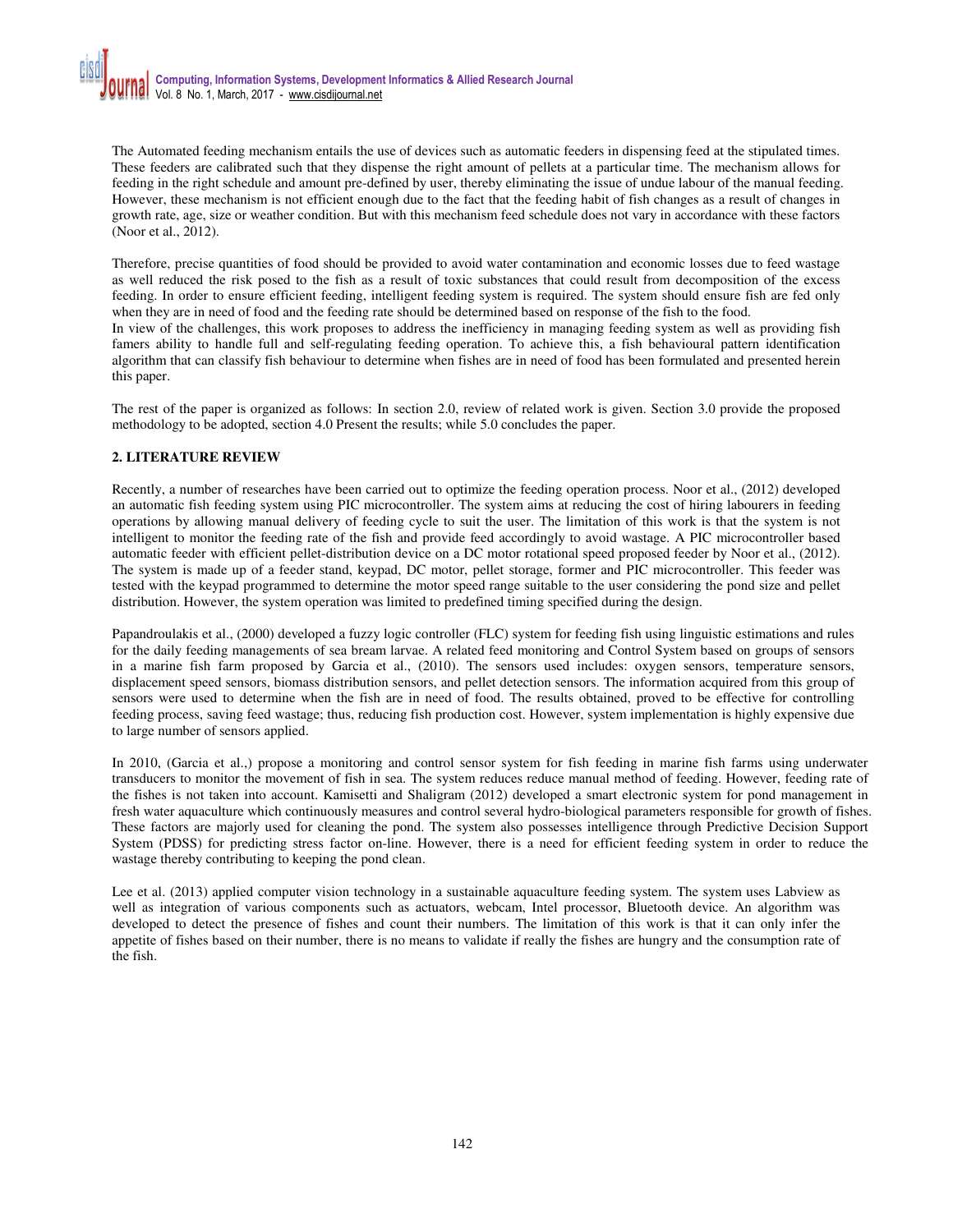The Automated feeding mechanism entails the use of devices such as automatic feeders in dispensing feed at the stipulated times. These feeders are calibrated such that they dispense the right amount of pellets at a particular time. The mechanism allows for feeding in the right schedule and amount pre-defined by user, thereby eliminating the issue of undue labour of the manual feeding. However, these mechanism is not efficient enough due to the fact that the feeding habit of fish changes as a result of changes in growth rate, age, size or weather condition. But with this mechanism feed schedule does not vary in accordance with these factors (Noor et al., 2012).

Therefore, precise quantities of food should be provided to avoid water contamination and economic losses due to feed wastage as well reduced the risk posed to the fish as a result of toxic substances that could result from decomposition of the excess feeding. In order to ensure efficient feeding, intelligent feeding system is required. The system should ensure fish are fed only when they are in need of food and the feeding rate should be determined based on response of the fish to the food.
In view of the challenges, this work proposes to address the inefficiency in managing feeding system as well as providing fish famers ability to handle full and self-regulating feeding operation. To achieve this, a fish behavioural pattern identification algorithm that can classify fish behaviour to determine when fishes are in need of food has been formulated and presented herein this paper.

The rest of the paper is organized as follows: In section 2.0, review of related work is given. Section 3.0 provide the proposed methodology to be adopted, section 4.0 Present the results; while 5.0 concludes the paper.

## 2. LITERATURE REVIEW

Recently, a number of researches have been carried out to optimize the feeding operation process. Noor et al., (2012) developed an automatic fish feeding system using PIC microcontroller. The system aims at reducing the cost of hiring labourers in feeding operations by allowing manual delivery of feeding cycle to suit the user. The limitation of this work is that the system is not intelligent to monitor the feeding rate of the fish and provide feed accordingly to avoid wastage. A PIC microcontroller based automatic feeder with efficient pellet-distribution device on a DC motor rotational speed proposed feeder by Noor et al., (2012). The system is made up of a feeder stand, keypad, DC motor, pellet storage, former and PIC microcontroller. This feeder was tested with the keypad programmed to determine the motor speed range suitable to the user considering the pond size and pellet distribution. However, the system operation was limited to predefined timing specified during the design.

Papandroulakis et al., (2000) developed a fuzzy logic controller (FLC) system for feeding fish using linguistic estimations and rules for the daily feeding managements of sea bream larvae. A related feed monitoring and Control System based on groups of sensors in a marine fish farm proposed by Garcia et al., (2010). The sensors used includes: oxygen sensors, temperature sensors, displacement speed sensors, biomass distribution sensors, and pellet detection sensors. The information acquired from this group of sensors were used to determine when the fish are in need of food. The results obtained, proved to be effective for controlling feeding process, saving feed wastage; thus, reducing fish production cost. However, system implementation is highly expensive due to large number of sensors applied.

In 2010, (Garcia et al.,) propose a monitoring and control sensor system for fish feeding in marine fish farms using underwater transducers to monitor the movement of fish in sea. The system reduces reduce manual method of feeding. However, feeding rate of the fishes is not taken into account. Kamisetti and Shaligram (2012) developed a smart electronic system for pond management in fresh water aquaculture which continuously measures and control several hydro-biological parameters responsible for growth of fishes. These factors are majorly used for cleaning the pond. The system also possesses intelligence through Predictive Decision Support System (PDSS) for predicting stress factor on-line. However, there is a need for efficient feeding system in order to reduce the wastage thereby contributing to keeping the pond clean.

Lee et al. (2013) applied computer vision technology in a sustainable aquaculture feeding system. The system uses Labview as well as integration of various components such as actuators, webcam, Intel processor, Bluetooth device. An algorithm was developed to detect the presence of fishes and count their numbers. The limitation of this work is that it can only infer the appetite of fishes based on their number, there is no means to validate if really the fishes are hungry and the consumption rate of the fish.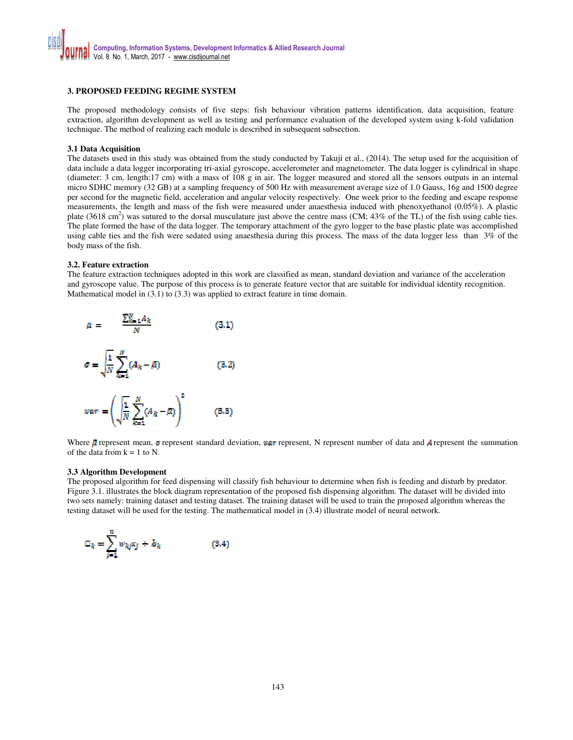## 3. PROPOSED FEEDING REGIME SYSTEM

The proposed methodology consists of five steps: fish behaviour vibration patterns identification, data acquisition, feature extraction, algorithm development as well as testing and performance evaluation of the developed system using k-fold validation technique. The method of realizing each module is described in subsequent subsection.

### 3.1 Data Acquisition

The datasets used in this study was obtained from the study conducted by Takuji et al., (2014). The setup used for the acquisition of data include a data logger incorporating tri-axial gyroscope, accelerometer and magnetometer. The data logger is cylindrical in shape (diameter: 3 cm, length:17 cm) with a mass of 108 g in air. The logger measured and stored all the sensors outputs in an internal micro SDHC memory (32 GB) at a sampling frequency of 500 Hz with measurement average size of 1.0 Gauss, 16g and 1500 degree per second for the magnetic field, acceleration and angular velocity respectively. One week prior to the feeding and escape response measurements, the length and mass of the fish were measured under anaesthesia induced with phenoxyethanol (0.05%). A plastic plate (3618 $cm^2$) was sutured to the dorsal musculature just above the centre mass (CM; 43% of the TL) of the fish using cable ties. The plate formed the base of the data logger. The temporary attachment of the gyro logger to the base plastic plate was accomplished using cable ties and the fish were sedated using anaesthesia during this process. The mass of the data logger less than 3% of the body mass of the fish.

### 3.2. Feature extraction

The feature extraction techniques adopted in this work are classified as mean, standard deviation and variance of the acceleration and gyroscope value. The purpose of this process is to generate feature vector that are suitable for individual identity recognition. Mathematical model in (3.1) to (3.3) was applied to extract feature in time domain.

$$\mu = \frac{\sum_{k=1}^{N} A_k}{N} \qquad (3.1)$$

$$\sigma = \sqrt{\frac{1}{N}} \sum_{k=1}^{N} (A_k - \mu) \qquad (3.2)$$

$$var = \left( \sqrt{\frac{1}{N}} \sum_{k=1}^{N} (A_k - \mu) \right)^2 \qquad (3.3)$$

Where $\mu$ represent mean, $\sigma$ represent standard deviation, $var$ represent, N represent number of data and $A$ represent the summation of the data from k = 1 to N.

### 3.3 Algorithm Development

The proposed algorithm for feed dispensing will classify fish behaviour to determine when fish is feeding and disturb by predator. Figure 3.1. illustrates the block diagram representation of the proposed fish dispensing algorithm. The dataset will be divided into two sets namely: training dataset and testing dataset. The training dataset will be used to train the proposed algorithm whereas the testing dataset will be used for the testing. The mathematical model in (3.4) illustrate model of neural network.

$$\square_k = \sum_{j=1}^{n} w_{kj} x_j + b_k \qquad (3.4)$$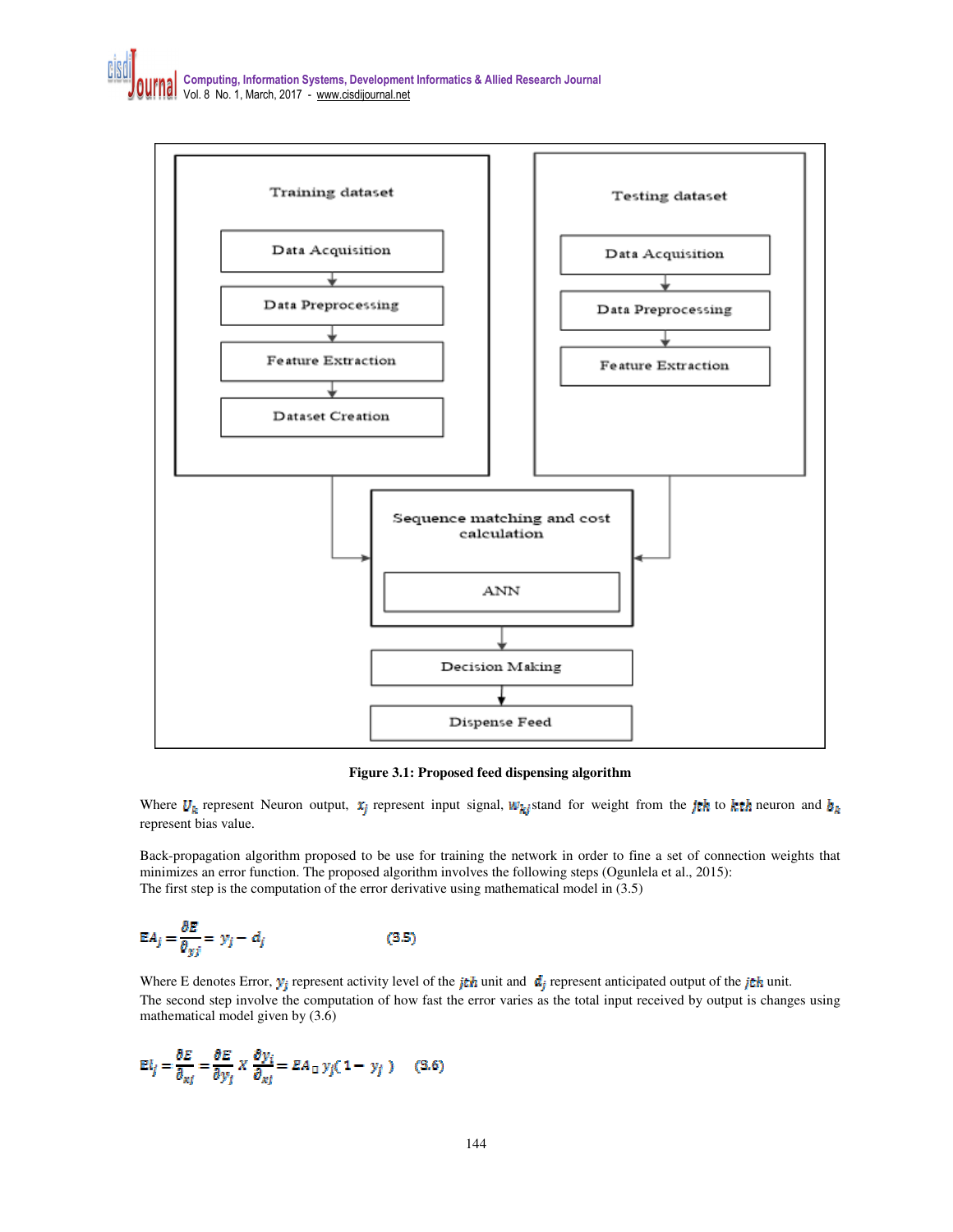Training dataset

Data Acquisition

Data Preprocessing

Feature Extraction

Dataset Creation

Testing dataset

Data Acquisition

Data Preprocessing

Feature Extraction

Sequence matching and cost calculation

ANN

Decision Making

Dispense Feed

**Figure 3.1: Proposed feed dispensing algorithm**

Where $U_k$ represent Neuron output, $x_j$ represent input signal, $w_{kj}$ stand for weight from the $jth$ to $kth$ neuron and $b_k$ represent bias value.

Back-propagation algorithm proposed to be use for training the network in order to fine a set of connection weights that minimizes an error function. The proposed algorithm involves the following steps (Ogunlela et al., 2015):
The first step is the computation of the error derivative using mathematical model in (3.5)

$$EA_j = \frac{\partial E}{\partial_{yj}} = y_j - d_j \qquad (3.5)$$

Where E denotes Error, $y_j$ represent activity level of the $jth$ unit and $d_j$ represent anticipated output of the $jth$ unit.
The second step involve the computation of how fast the error varies as the total input received by output is changes using mathematical model given by (3.6)

$$EI_j = \frac{\partial E}{\partial_{xj}} = \frac{\partial E}{\partial y_j} X \frac{\partial y_i}{\partial_{xj}} = EA_{\square}\, y_j(1 - y_j) \qquad (3.6)$$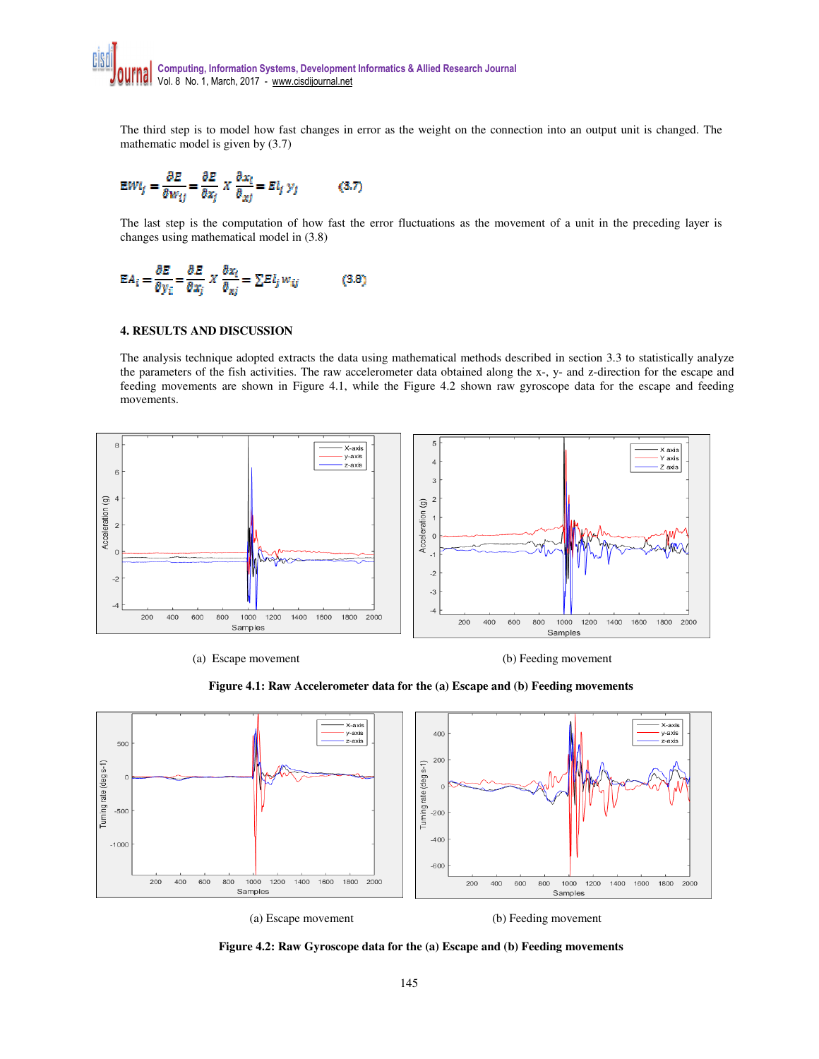The third step is to model how fast changes in error as the weight on the connection into an output unit is changed. The mathematic model is given by (3.7)

$$EW_{ij} = \frac{\partial E}{\partial w_{ij}} = \frac{\partial E}{\partial x_j} \; X \; \frac{\partial x_i}{\partial_{xj}} = EI_j \, y_j \qquad (3.7)$$

The last step is the computation of how fast the error fluctuations as the movement of a unit in the preceding layer is changes using mathematical model in (3.8)

$$EA_i = \frac{\partial E}{\partial y_i} = \frac{\partial E}{\partial x_j} \; X \; \frac{\partial x_i}{\partial_{xj}} = \sum EI_j \, w_{ij} \qquad (3.8)$$

## 4. RESULTS AND DISCUSSION

The analysis technique adopted extracts the data using mathematical methods described in section 3.3 to statistically analyze the parameters of the fish activities. The raw accelerometer data obtained along the x-, y- and z-direction for the escape and feeding movements are shown in Figure 4.1, while the Figure 4.2 shown raw gyroscope data for the escape and feeding movements.

(a) Escape movement

(b) Feeding movement

**Figure 4.1: Raw Accelerometer data for the (a) Escape and (b) Feeding movements**

(a) Escape movement

(b) Feeding movement

**Figure 4.2: Raw Gyroscope data for the (a) Escape and (b) Feeding movements**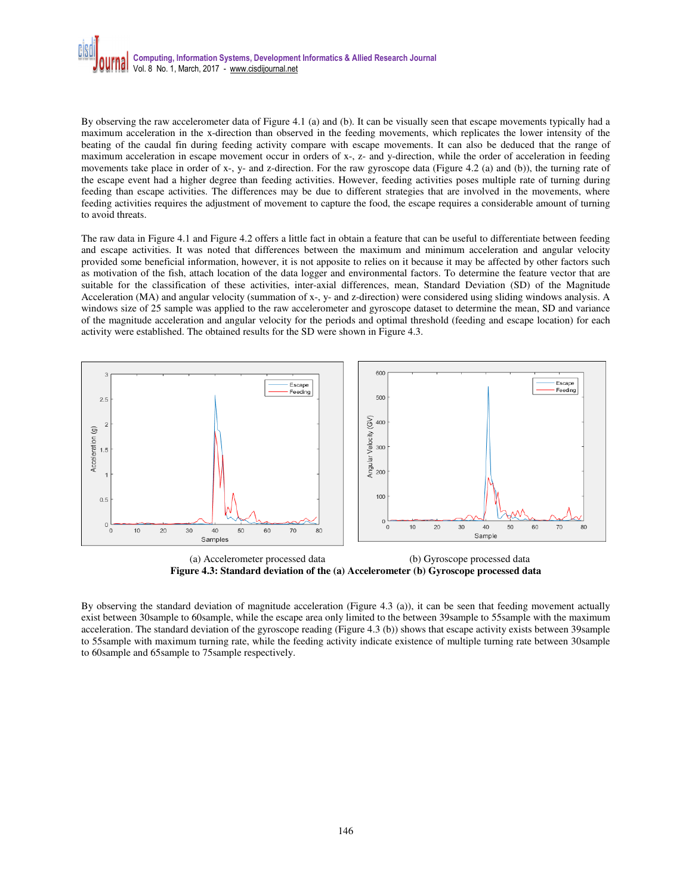By observing the raw accelerometer data of Figure 4.1 (a) and (b). It can be visually seen that escape movements typically had a maximum acceleration in the x-direction than observed in the feeding movements, which replicates the lower intensity of the beating of the caudal fin during feeding activity compare with escape movements. It can also be deduced that the range of maximum acceleration in escape movement occur in orders of x-, z- and y-direction, while the order of acceleration in feeding movements take place in order of x-, y- and z-direction. For the raw gyroscope data (Figure 4.2 (a) and (b)), the turning rate of the escape event had a higher degree than feeding activities. However, feeding activities poses multiple rate of turning during feeding than escape activities. The differences may be due to different strategies that are involved in the movements, where feeding activities requires the adjustment of movement to capture the food, the escape requires a considerable amount of turning to avoid threats.

The raw data in Figure 4.1 and Figure 4.2 offers a little fact in obtain a feature that can be useful to differentiate between feeding and escape activities. It was noted that differences between the maximum and minimum acceleration and angular velocity provided some beneficial information, however, it is not apposite to relies on it because it may be affected by other factors such as motivation of the fish, attach location of the data logger and environmental factors. To determine the feature vector that are suitable for the classification of these activities, inter-axial differences, mean, Standard Deviation (SD) of the Magnitude Acceleration (MA) and angular velocity (summation of x-, y- and z-direction) were considered using sliding windows analysis. A windows size of 25 sample was applied to the raw accelerometer and gyroscope dataset to determine the mean, SD and variance of the magnitude acceleration and angular velocity for the periods and optimal threshold (feeding and escape location) for each activity were established. The obtained results for the SD were shown in Figure 4.3.

(a) Accelerometer processed data

(b) Gyroscope processed data

**Figure 4.3: Standard deviation of the (a) Accelerometer (b) Gyroscope processed data**

By observing the standard deviation of magnitude acceleration (Figure 4.3 (a)), it can be seen that feeding movement actually exist between 30sample to 60sample, while the escape area only limited to the between 39sample to 55sample with the maximum acceleration. The standard deviation of the gyroscope reading (Figure 4.3 (b)) shows that escape activity exists between 39sample to 55sample with maximum turning rate, while the feeding activity indicate existence of multiple turning rate between 30sample to 60sample and 65sample to 75sample respectively.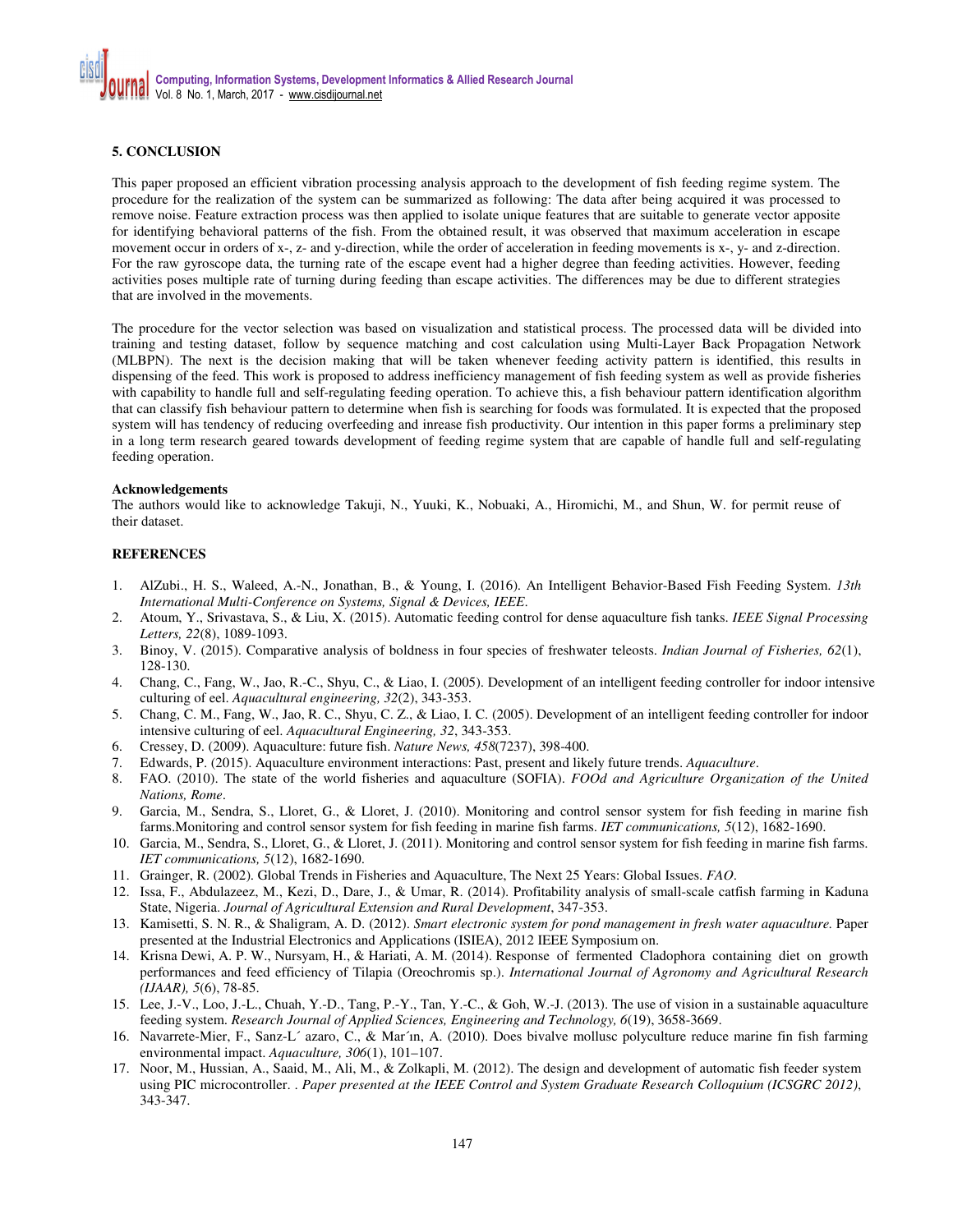## 5. CONCLUSION

This paper proposed an efficient vibration processing analysis approach to the development of fish feeding regime system. The procedure for the realization of the system can be summarized as following: The data after being acquired it was processed to remove noise. Feature extraction process was then applied to isolate unique features that are suitable to generate vector apposite for identifying behavioral patterns of the fish. From the obtained result, it was observed that maximum acceleration in escape movement occur in orders of x-, z- and y-direction, while the order of acceleration in feeding movements is x-, y- and z-direction. For the raw gyroscope data, the turning rate of the escape event had a higher degree than feeding activities. However, feeding activities poses multiple rate of turning during feeding than escape activities. The differences may be due to different strategies that are involved in the movements.

The procedure for the vector selection was based on visualization and statistical process. The processed data will be divided into training and testing dataset, follow by sequence matching and cost calculation using Multi-Layer Back Propagation Network (MLBPN). The next is the decision making that will be taken whenever feeding activity pattern is identified, this results in dispensing of the feed. This work is proposed to address inefficiency management of fish feeding system as well as provide fisheries with capability to handle full and self-regulating feeding operation. To achieve this, a fish behaviour pattern identification algorithm that can classify fish behaviour pattern to determine when fish is searching for foods was formulated. It is expected that the proposed system will has tendency of reducing overfeeding and inrease fish productivity. Our intention in this paper forms a preliminary step in a long term research geared towards development of feeding regime system that are capable of handle full and self-regulating feeding operation.

**Acknowledgements**

The authors would like to acknowledge Takuji, N., Yuuki, K., Nobuaki, A., Hiromichi, M., and Shun, W. for permit reuse of their dataset.

## REFERENCES

1. AlZubi., H. S., Waleed, A.-N., Jonathan, B., & Young, I. (2016). An Intelligent Behavior-Based Fish Feeding System. *13th International Multi-Conference on Systems, Signal & Devices, IEEE*.
2. Atoum, Y., Srivastava, S., & Liu, X. (2015). Automatic feeding control for dense aquaculture fish tanks. *IEEE Signal Processing Letters, 22*(8), 1089-1093.
3. Binoy, V. (2015). Comparative analysis of boldness in four species of freshwater teleosts. *Indian Journal of Fisheries, 62*(1), 128-130.
4. Chang, C., Fang, W., Jao, R.-C., Shyu, C., & Liao, I. (2005). Development of an intelligent feeding controller for indoor intensive culturing of eel. *Aquacultural engineering, 32*(2), 343-353.
5. Chang, C. M., Fang, W., Jao, R. C., Shyu, C. Z., & Liao, I. C. (2005). Development of an intelligent feeding controller for indoor intensive culturing of eel. *Aquacultural Engineering, 32*, 343-353.
6. Cressey, D. (2009). Aquaculture: future fish. *Nature News, 458*(7237), 398-400.
7. Edwards, P. (2015). Aquaculture environment interactions: Past, present and likely future trends. *Aquaculture*.
8. FAO. (2010). The state of the world fisheries and aquaculture (SOFIA). *FOOd and Agriculture Organization of the United Nations, Rome*.
9. Garcia, M., Sendra, S., Lloret, G., & Lloret, J. (2010). Monitoring and control sensor system for fish feeding in marine fish farms.Monitoring and control sensor system for fish feeding in marine fish farms. *IET communications, 5*(12), 1682-1690.
10. Garcia, M., Sendra, S., Lloret, G., & Lloret, J. (2011). Monitoring and control sensor system for fish feeding in marine fish farms. *IET communications, 5*(12), 1682-1690.
11. Grainger, R. (2002). Global Trends in Fisheries and Aquaculture, The Next 25 Years: Global Issues. *FAO*.
12. Issa, F., Abdulazeez, M., Kezi, D., Dare, J., & Umar, R. (2014). Profitability analysis of small-scale catfish farming in Kaduna State, Nigeria. *Journal of Agricultural Extension and Rural Development*, 347-353.
13. Kamisetti, S. N. R., & Shaligram, A. D. (2012). *Smart electronic system for pond management in fresh water aquaculture.* Paper presented at the Industrial Electronics and Applications (ISIEA), 2012 IEEE Symposium on.
14. Krisna Dewi, A. P. W., Nursyam, H., & Hariati, A. M. (2014). Response of fermented Cladophora containing diet on growth performances and feed efficiency of Tilapia (Oreochromis sp.). *International Journal of Agronomy and Agricultural Research (IJAAR), 5*(6), 78-85.
15. Lee, J.-V., Loo, J.-L., Chuah, Y.-D., Tang, P.-Y., Tan, Y.-C., & Goh, W.-J. (2013). The use of vision in a sustainable aquaculture feeding system. *Research Journal of Applied Sciences, Engineering and Technology, 6*(19), 3658-3669.
16. Navarrete-Mier, F., Sanz-L´ azaro, C., & Mar´ın, A. (2010). Does bivalve mollusc polyculture reduce marine fin fish farming environmental impact. *Aquaculture, 306*(1), 101–107.
17. Noor, M., Hussian, A., Saaid, M., Ali, M., & Zolkapli, M. (2012). The design and development of automatic fish feeder system using PIC microcontroller. . *Paper presented at the IEEE Control and System Graduate Research Colloquium (ICSGRC 2012)*, 343-347.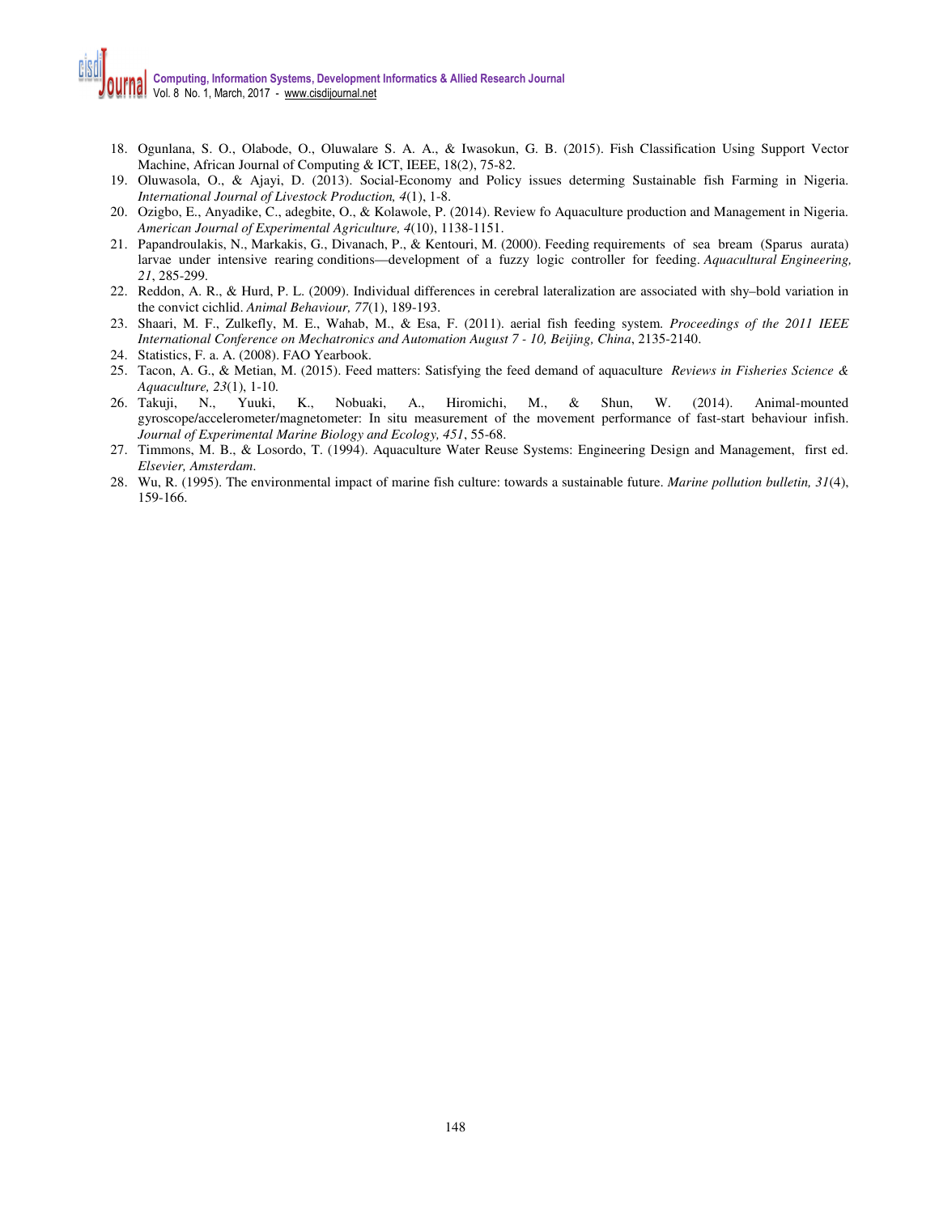18. Ogunlana, S. O., Olabode, O., Oluwalare S. A. A., & Iwasokun, G. B. (2015). Fish Classification Using Support Vector Machine, African Journal of Computing & ICT, IEEE, 18(2), 75-82.
19. Oluwasola, O., & Ajayi, D. (2013). Social-Economy and Policy issues determing Sustainable fish Farming in Nigeria. *International Journal of Livestock Production, 4*(1), 1-8.
20. Ozigbo, E., Anyadike, C., adegbite, O., & Kolawole, P. (2014). Review fo Aquaculture production and Management in Nigeria. *American Journal of Experimental Agriculture, 4*(10), 1138-1151.
21. Papandroulakis, N., Markakis, G., Divanach, P., & Kentouri, M. (2000). Feeding requirements of sea bream (Sparus aurata) larvae under intensive rearing conditions—development of a fuzzy logic controller for feeding. *Aquacultural Engineering, 21*, 285-299.
22. Reddon, A. R., & Hurd, P. L. (2009). Individual differences in cerebral lateralization are associated with shy–bold variation in the convict cichlid. *Animal Behaviour, 77*(1), 189-193.
23. Shaari, M. F., Zulkefly, M. E., Wahab, M., & Esa, F. (2011). aerial fish feeding system. *Proceedings of the 2011 IEEE International Conference on Mechatronics and Automation August 7 - 10, Beijing, China*, 2135-2140.
24. Statistics, F. a. A. (2008). FAO Yearbook.
25. Tacon, A. G., & Metian, M. (2015). Feed matters: Satisfying the feed demand of aquaculture *Reviews in Fisheries Science & Aquaculture, 23*(1), 1-10.
26. Takuji, N., Yuuki, K., Nobuaki, A., Hiromichi, M., & Shun, W. (2014). Animal-mounted gyroscope/accelerometer/magnetometer: In situ measurement of the movement performance of fast-start behaviour infish. *Journal of Experimental Marine Biology and Ecology, 451*, 55-68.
27. Timmons, M. B., & Losordo, T. (1994). Aquaculture Water Reuse Systems: Engineering Design and Management, first ed. *Elsevier, Amsterdam.*
28. Wu, R. (1995). The environmental impact of marine fish culture: towards a sustainable future. *Marine pollution bulletin, 31*(4), 159-166.